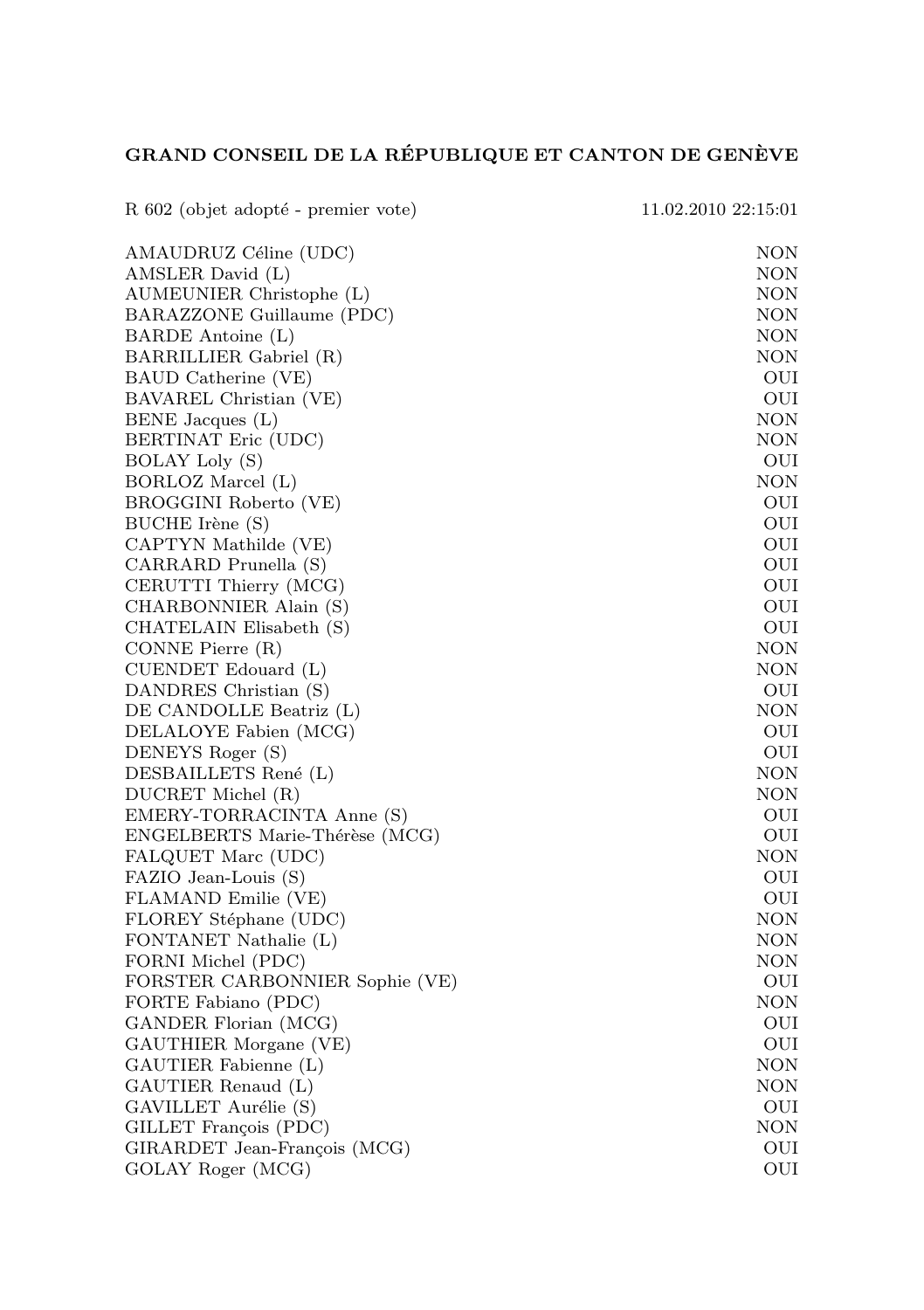## GRAND CONSEIL DE LA RÉPUBLIQUE ET CANTON DE GENÈVE

R 602 (objet adopté - premier vote) 11.02.2010 22:15:01

| | |
|---|---|
| AMAUDRUZ Céline (UDC) | NON |
| AMSLER David (L) | NON |
| AUMEUNIER Christophe (L) | NON |
| BARAZZONE Guillaume (PDC) | NON |
| BARDE Antoine (L) | NON |
| BARRILLIER Gabriel (R) | NON |
| BAUD Catherine (VE) | OUI |
| BAVAREL Christian (VE) | OUI |
| BENE Jacques (L) | NON |
| BERTINAT Eric (UDC) | NON |
| BOLAY Loly (S) | OUI |
| BORLOZ Marcel (L) | NON |
| BROGGINI Roberto (VE) | OUI |
| BUCHE Irène (S) | OUI |
| CAPTYN Mathilde (VE) | OUI |
| CARRARD Prunella (S) | OUI |
| CERUTTI Thierry (MCG) | OUI |
| CHARBONNIER Alain (S) | OUI |
| CHATELAIN Elisabeth (S) | OUI |
| CONNE Pierre (R) | NON |
| CUENDET Edouard (L) | NON |
| DANDRES Christian (S) | OUI |
| DE CANDOLLE Beatriz (L) | NON |
| DELALOYE Fabien (MCG) | OUI |
| DENEYS Roger (S) | OUI |
| DESBAILLETS René (L) | NON |
| DUCRET Michel (R) | NON |
| EMERY-TORRACINTA Anne (S) | OUI |
| ENGELBERTS Marie-Thérèse (MCG) | OUI |
| FALQUET Marc (UDC) | NON |
| FAZIO Jean-Louis (S) | OUI |
| FLAMAND Emilie (VE) | OUI |
| FLOREY Stéphane (UDC) | NON |
| FONTANET Nathalie (L) | NON |
| FORNI Michel (PDC) | NON |
| FORSTER CARBONNIER Sophie (VE) | OUI |
| FORTE Fabiano (PDC) | NON |
| GANDER Florian (MCG) | OUI |
| GAUTHIER Morgane (VE) | OUI |
| GAUTIER Fabienne (L) | NON |
| GAUTIER Renaud (L) | NON |
| GAVILLET Aurélie (S) | OUI |
| GILLET François (PDC) | NON |
| GIRARDET Jean-François (MCG) | OUI |
| GOLAY Roger (MCG) | OUI |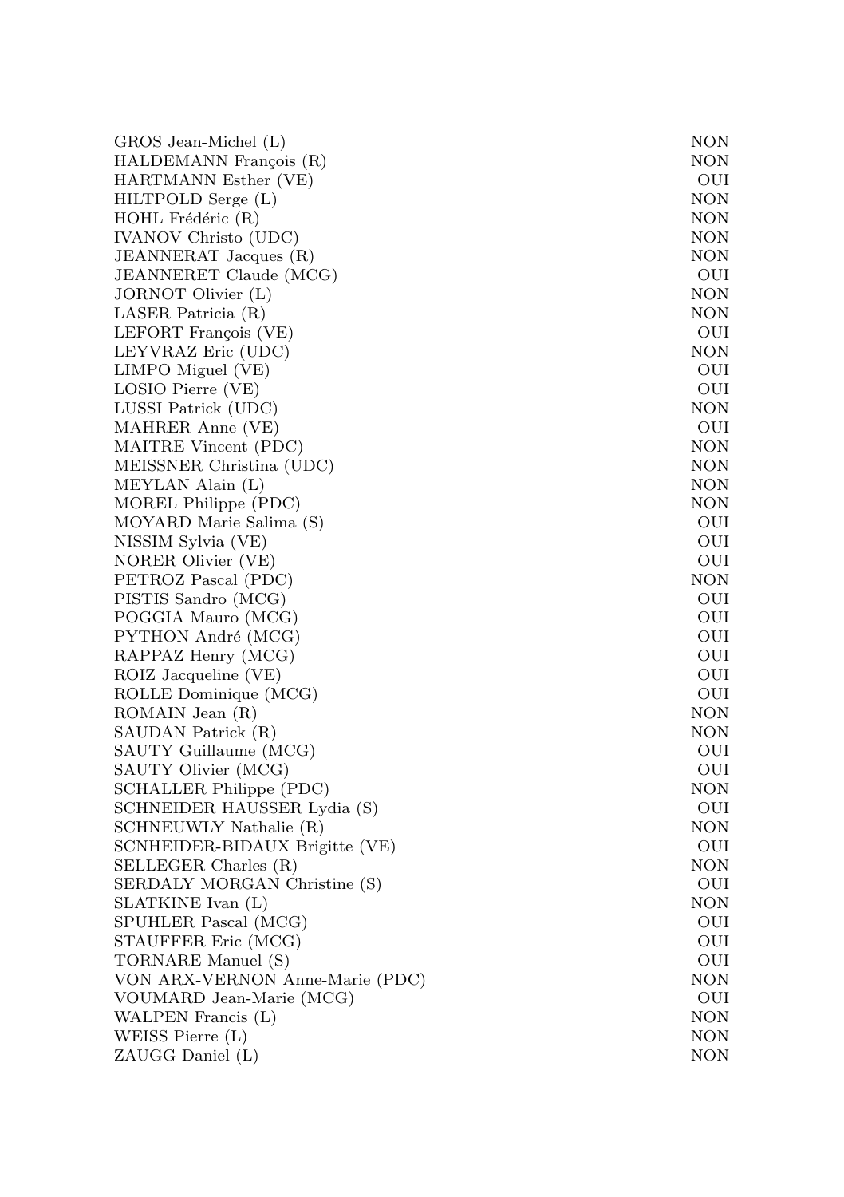| | |
|---|---|
| GROS Jean-Michel (L) | NON |
| HALDEMANN François (R) | NON |
| HARTMANN Esther (VE) | OUI |
| HILTPOLD Serge (L) | NON |
| HOHL Frédéric (R) | NON |
| IVANOV Christo (UDC) | NON |
| JEANNERAT Jacques (R) | NON |
| JEANNERET Claude (MCG) | OUI |
| JORNOT Olivier (L) | NON |
| LASER Patricia (R) | NON |
| LEFORT François (VE) | OUI |
| LEYVRAZ Eric (UDC) | NON |
| LIMPO Miguel (VE) | OUI |
| LOSIO Pierre (VE) | OUI |
| LUSSI Patrick (UDC) | NON |
| MAHRER Anne (VE) | OUI |
| MAITRE Vincent (PDC) | NON |
| MEISSNER Christina (UDC) | NON |
| MEYLAN Alain (L) | NON |
| MOREL Philippe (PDC) | NON |
| MOYARD Marie Salima (S) | OUI |
| NISSIM Sylvia (VE) | OUI |
| NORER Olivier (VE) | OUI |
| PETROZ Pascal (PDC) | NON |
| PISTIS Sandro (MCG) | OUI |
| POGGIA Mauro (MCG) | OUI |
| PYTHON André (MCG) | OUI |
| RAPPAZ Henry (MCG) | OUI |
| ROIZ Jacqueline (VE) | OUI |
| ROLLE Dominique (MCG) | OUI |
| ROMAIN Jean (R) | NON |
| SAUDAN Patrick (R) | NON |
| SAUTY Guillaume (MCG) | OUI |
| SAUTY Olivier (MCG) | OUI |
| SCHALLER Philippe (PDC) | NON |
| SCHNEIDER HAUSSER Lydia (S) | OUI |
| SCHNEUWLY Nathalie (R) | NON |
| SCNHEIDER-BIDAUX Brigitte (VE) | OUI |
| SELLEGER Charles (R) | NON |
| SERDALY MORGAN Christine (S) | OUI |
| SLATKINE Ivan (L) | NON |
| SPUHLER Pascal (MCG) | OUI |
| STAUFFER Eric (MCG) | OUI |
| TORNARE Manuel (S) | OUI |
| VON ARX-VERNON Anne-Marie (PDC) | NON |
| VOUMARD Jean-Marie (MCG) | OUI |
| WALPEN Francis (L) | NON |
| WEISS Pierre (L) | NON |
| ZAUGG Daniel (L) | NON |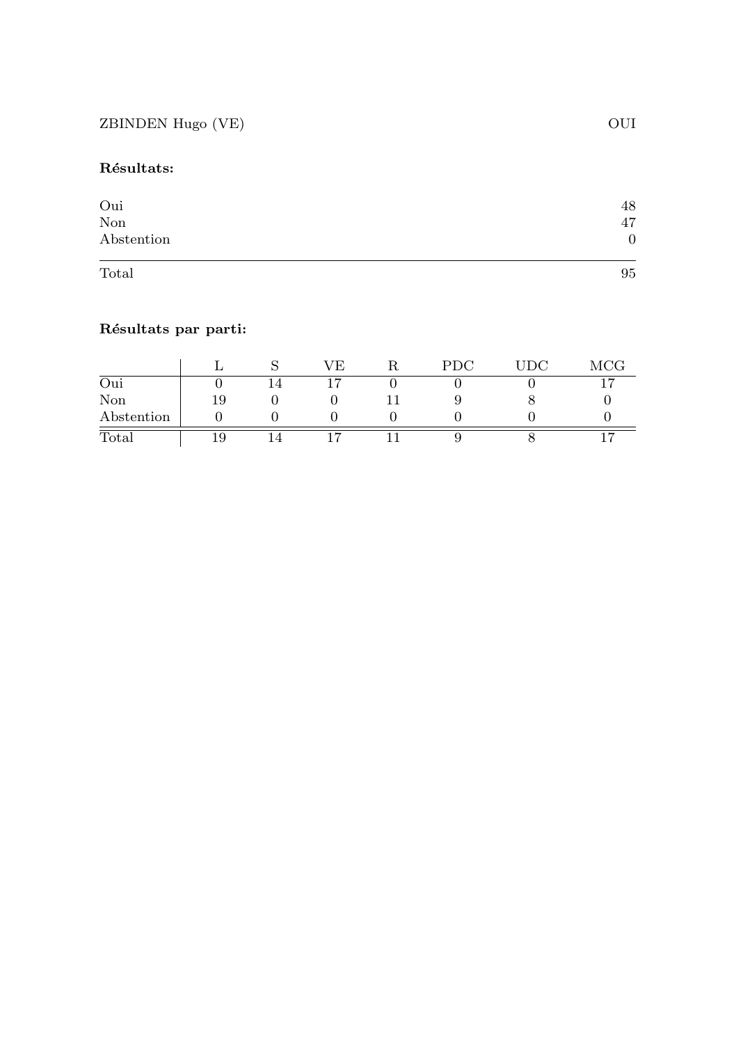ZBINDEN Hugo (VE) OUI

**Résultats:**

| | |
|---|---|
| Oui | 48 |
| Non | 47 |
| Abstention | 0 |
| Total | 95 |

**Résultats par parti:**

| | L | S | VE | R | PDC | UDC | MCG |
|---|---|---|---|---|---|---|---|
| Oui | 0 | 14 | 17 | 0 | 0 | 0 | 17 |
| Non | 19 | 0 | 0 | 11 | 9 | 8 | 0 |
| Abstention | 0 | 0 | 0 | 0 | 0 | 0 | 0 |
| Total | 19 | 14 | 17 | 11 | 9 | 8 | 17 |